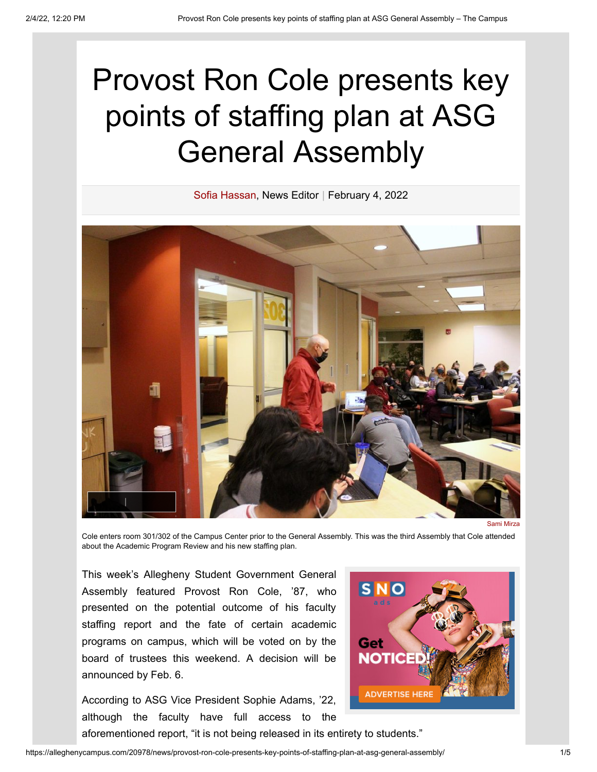# Provost Ron Cole presents key points of staffing plan at ASG General Assembly

Sofia Hassan, News Editor | February 4, 2022

Sami Mirza

Cole enters room 301/302 of the Campus Center prior to the General Assembly. This was the third Assembly that Cole attended about the Academic Program Review and his new staffing plan.

This week's Allegheny Student Government General Assembly featured Provost Ron Cole, '87, who presented on the potential outcome of his faculty staffing report and the fate of certain academic programs on campus, which will be voted on by the board of trustees this weekend. A decision will be announced by Feb. 6.

According to ASG Vice President Sophie Adams, '22, although the faculty have full access to the aforementioned report, "it is not being released in its entirety to students."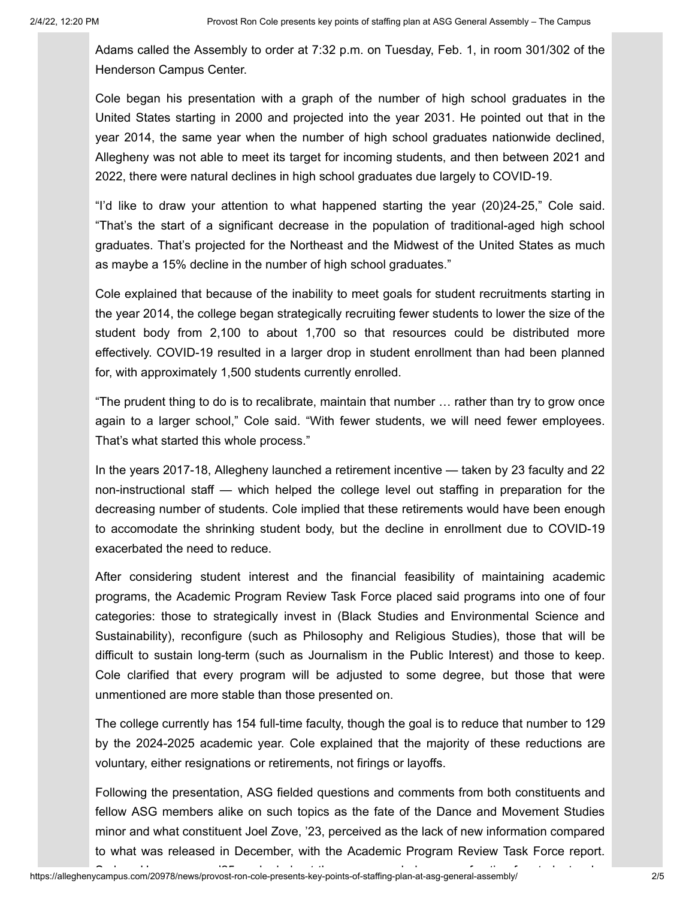Adams called the Assembly to order at 7:32 p.m. on Tuesday, Feb. 1, in room 301/302 of the Henderson Campus Center.

Cole began his presentation with a graph of the number of high school graduates in the United States starting in 2000 and projected into the year 2031. He pointed out that in the year 2014, the same year when the number of high school graduates nationwide declined, Allegheny was not able to meet its target for incoming students, and then between 2021 and 2022, there were natural declines in high school graduates due largely to COVID-19.

"I'd like to draw your attention to what happened starting the year (20)24-25," Cole said. "That's the start of a significant decrease in the population of traditional-aged high school graduates. That's projected for the Northeast and the Midwest of the United States as much as maybe a 15% decline in the number of high school graduates."

Cole explained that because of the inability to meet goals for student recruitments starting in the year 2014, the college began strategically recruiting fewer students to lower the size of the student body from 2,100 to about 1,700 so that resources could be distributed more effectively. COVID-19 resulted in a larger drop in student enrollment than had been planned for, with approximately 1,500 students currently enrolled.

"The prudent thing to do is to recalibrate, maintain that number … rather than try to grow once again to a larger school," Cole said. "With fewer students, we will need fewer employees. That's what started this whole process."

In the years 2017-18, Allegheny launched a retirement incentive — taken by 23 faculty and 22 non-instructional staff — which helped the college level out staffing in preparation for the decreasing number of students. Cole implied that these retirements would have been enough to accomodate the shrinking student body, but the decline in enrollment due to COVID-19 exacerbated the need to reduce.

After considering student interest and the financial feasibility of maintaining academic programs, the Academic Program Review Task Force placed said programs into one of four categories: those to strategically invest in (Black Studies and Environmental Science and Sustainability), reconfigure (such as Philosophy and Religious Studies), those that will be difficult to sustain long-term (such as Journalism in the Public Interest) and those to keep. Cole clarified that every program will be adjusted to some degree, but those that were unmentioned are more stable than those presented on.

The college currently has 154 full-time faculty, though the goal is to reduce that number to 129 by the 2024-2025 academic year. Cole explained that the majority of these reductions are voluntary, either resignations or retirements, not firings or layoffs.

Following the presentation, ASG fielded questions and comments from both constituents and fellow ASG members alike on such topics as the fate of the Dance and Movement Studies minor and what constituent Joel Zove, '23, perceived as the lack of new information compared to what was released in December, with the Academic Program Review Task Force report.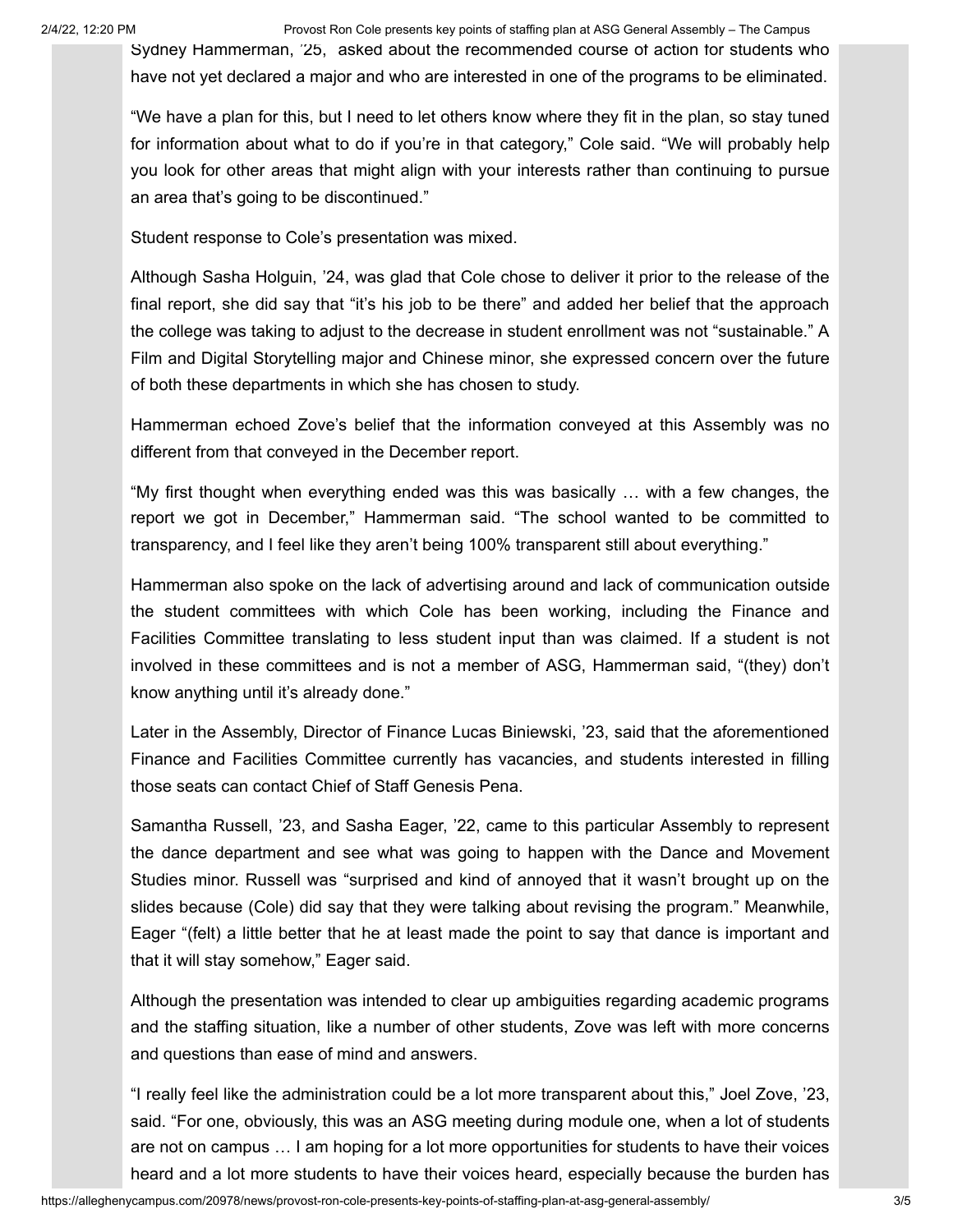Sydney Hammerman, '25, asked about the recommended course of action for students who have not yet declared a major and who are interested in one of the programs to be eliminated.

"We have a plan for this, but I need to let others know where they fit in the plan, so stay tuned for information about what to do if you're in that category," Cole said. "We will probably help you look for other areas that might align with your interests rather than continuing to pursue an area that's going to be discontinued."

Student response to Cole's presentation was mixed.

Although Sasha Holguin, '24, was glad that Cole chose to deliver it prior to the release of the final report, she did say that "it's his job to be there" and added her belief that the approach the college was taking to adjust to the decrease in student enrollment was not "sustainable." A Film and Digital Storytelling major and Chinese minor, she expressed concern over the future of both these departments in which she has chosen to study.

Hammerman echoed Zove's belief that the information conveyed at this Assembly was no different from that conveyed in the December report.

"My first thought when everything ended was this was basically … with a few changes, the report we got in December," Hammerman said. "The school wanted to be committed to transparency, and I feel like they aren't being 100% transparent still about everything."

Hammerman also spoke on the lack of advertising around and lack of communication outside the student committees with which Cole has been working, including the Finance and Facilities Committee translating to less student input than was claimed. If a student is not involved in these committees and is not a member of ASG, Hammerman said, "(they) don't know anything until it's already done."

Later in the Assembly, Director of Finance Lucas Biniewski, '23, said that the aforementioned Finance and Facilities Committee currently has vacancies, and students interested in filling those seats can contact Chief of Staff Genesis Pena.

Samantha Russell, '23, and Sasha Eager, '22, came to this particular Assembly to represent the dance department and see what was going to happen with the Dance and Movement Studies minor. Russell was "surprised and kind of annoyed that it wasn't brought up on the slides because (Cole) did say that they were talking about revising the program." Meanwhile, Eager "(felt) a little better that he at least made the point to say that dance is important and that it will stay somehow," Eager said.

Although the presentation was intended to clear up ambiguities regarding academic programs and the staffing situation, like a number of other students, Zove was left with more concerns and questions than ease of mind and answers.

"I really feel like the administration could be a lot more transparent about this," Joel Zove, '23, said. "For one, obviously, this was an ASG meeting during module one, when a lot of students are not on campus … I am hoping for a lot more opportunities for students to have their voices heard and a lot more students to have their voices heard, especially because the burden has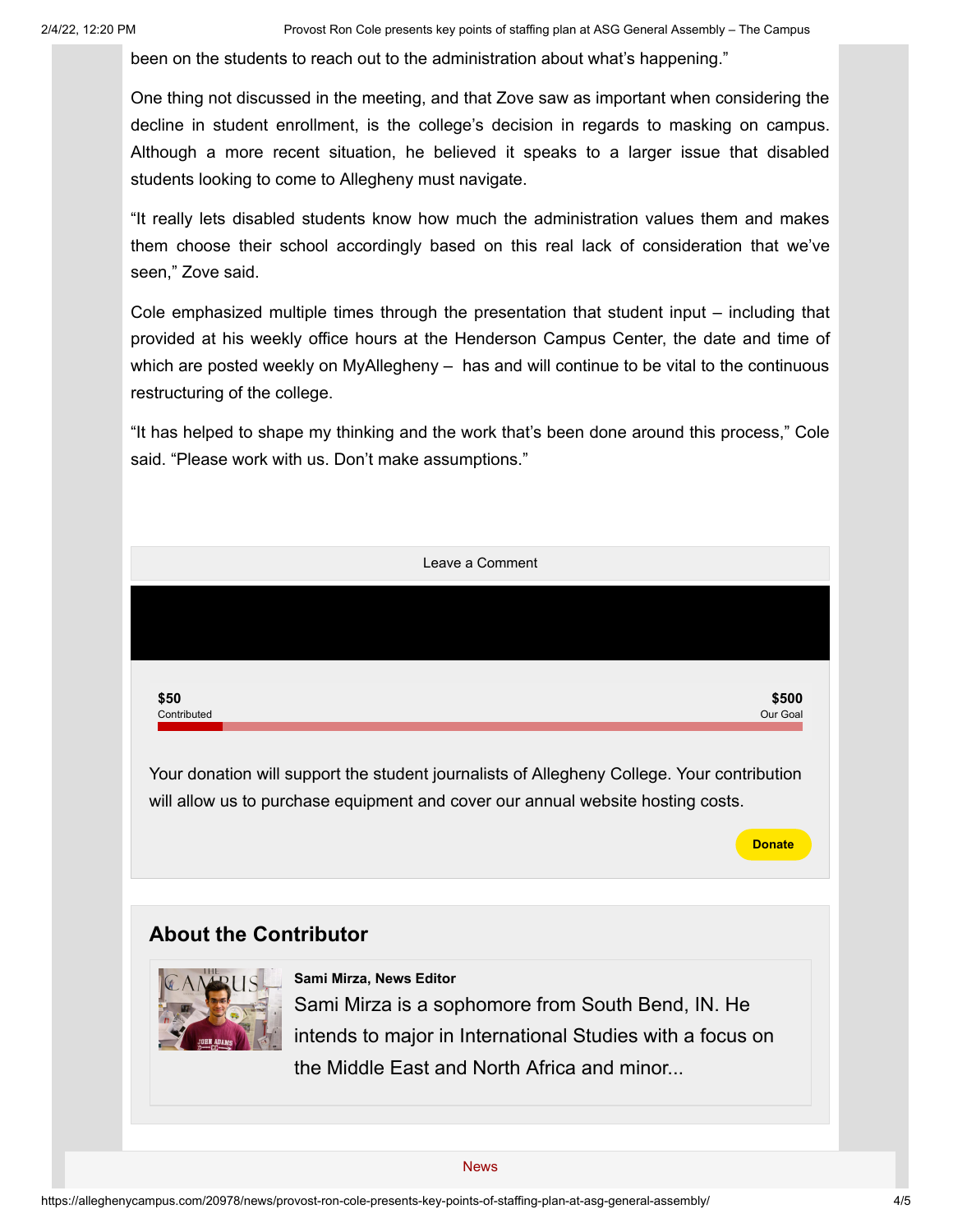been on the students to reach out to the administration about what's happening."

One thing not discussed in the meeting, and that Zove saw as important when considering the decline in student enrollment, is the college's decision in regards to masking on campus. Although a more recent situation, he believed it speaks to a larger issue that disabled students looking to come to Allegheny must navigate.

"It really lets disabled students know how much the administration values them and makes them choose their school accordingly based on this real lack of consideration that we've seen," Zove said.

Cole emphasized multiple times through the presentation that student input – including that provided at his weekly office hours at the Henderson Campus Center, the date and time of which are posted weekly on MyAllegheny – has and will continue to be vital to the continuous restructuring of the college.

"It has helped to shape my thinking and the work that's been done around this process," Cole said. "Please work with us. Don't make assumptions."

Leave a Comment

**$50**
Contributed

**$500**
Our Goal

Your donation will support the student journalists of Allegheny College. Your contribution will allow us to purchase equipment and cover our annual website hosting costs.

**Donate**

## About the Contributor

**Sami Mirza, News Editor**

Sami Mirza is a sophomore from South Bend, IN. He intends to major in International Studies with a focus on the Middle East and North Africa and minor...

News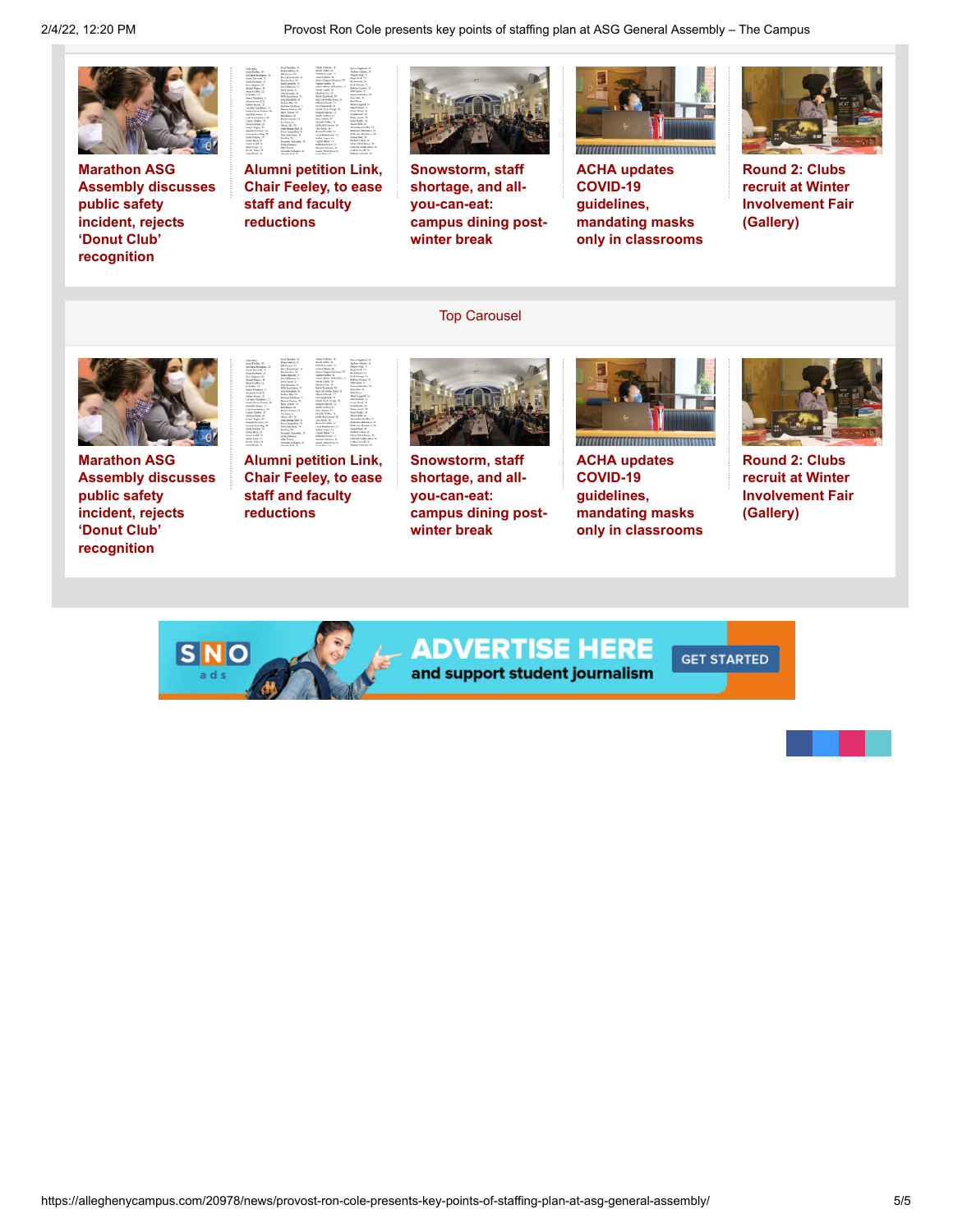Marathon ASG Assembly discusses public safety incident, rejects 'Donut Club' recognition

Alumni petition Link, Chair Feeley, to ease staff and faculty reductions

Snowstorm, staff shortage, and all-you-can-eat: campus dining post-winter break

ACHA updates COVID-19 guidelines, mandating masks only in classrooms

Round 2: Clubs recruit at Winter Involvement Fair (Gallery)

Top Carousel

Marathon ASG Assembly discusses public safety incident, rejects 'Donut Club' recognition

Alumni petition Link, Chair Feeley, to ease staff and faculty reductions

Snowstorm, staff shortage, and all-you-can-eat: campus dining post-winter break

ACHA updates COVID-19 guidelines, mandating masks only in classrooms

Round 2: Clubs recruit at Winter Involvement Fair (Gallery)

SNO ads ADVERTISE HERE and support student journalism GET STARTED